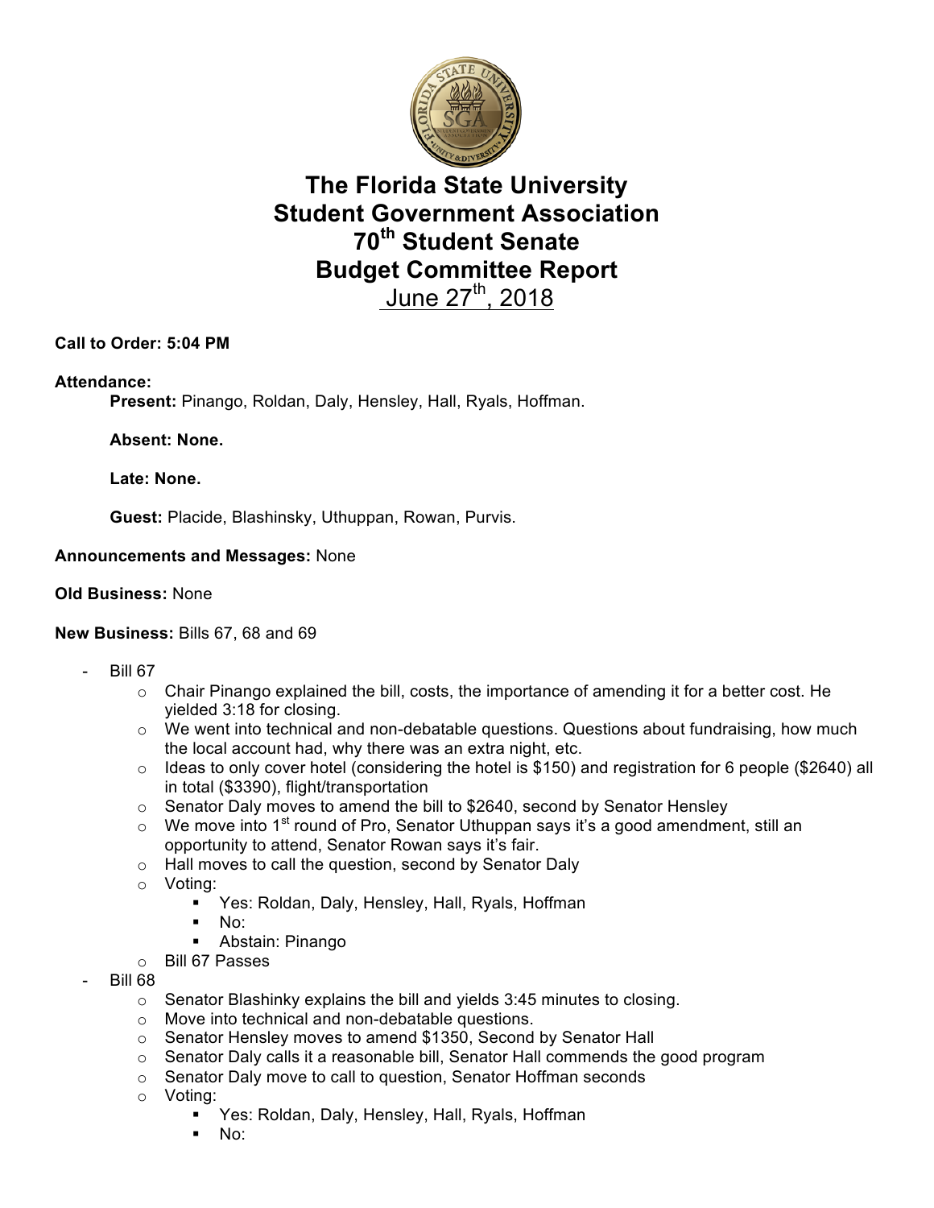# The Florida State University
# Student Government Association
# 70th Student Senate
# Budget Committee Report
## June 27th, 2018

**Call to Order: 5:04 PM**

**Attendance:**

**Present:** Pinango, Roldan, Daly, Hensley, Hall, Ryals, Hoffman.

**Absent: None.**

**Late: None.**

**Guest:** Placide, Blashinsky, Uthuppan, Rowan, Purvis.

**Announcements and Messages:** None

**Old Business:** None

**New Business:** Bills 67, 68 and 69

- Bill 67
  - Chair Pinango explained the bill, costs, the importance of amending it for a better cost. He yielded 3:18 for closing.
  - We went into technical and non-debatable questions. Questions about fundraising, how much the local account had, why there was an extra night, etc.
  - Ideas to only cover hotel (considering the hotel is $150) and registration for 6 people ($2640) all in total ($3390), flight/transportation
  - Senator Daly moves to amend the bill to $2640, second by Senator Hensley
  - We move into 1st round of Pro, Senator Uthuppan says it's a good amendment, still an opportunity to attend, Senator Rowan says it's fair.
  - Hall moves to call the question, second by Senator Daly
  - Voting:
    - Yes: Roldan, Daly, Hensley, Hall, Ryals, Hoffman
    - No:
    - Abstain: Pinango
  - Bill 67 Passes
- Bill 68
  - Senator Blashinky explains the bill and yields 3:45 minutes to closing.
  - Move into technical and non-debatable questions.
  - Senator Hensley moves to amend $1350, Second by Senator Hall
  - Senator Daly calls it a reasonable bill, Senator Hall commends the good program
  - Senator Daly move to call to question, Senator Hoffman seconds
  - Voting:
    - Yes: Roldan, Daly, Hensley, Hall, Ryals, Hoffman
    - No: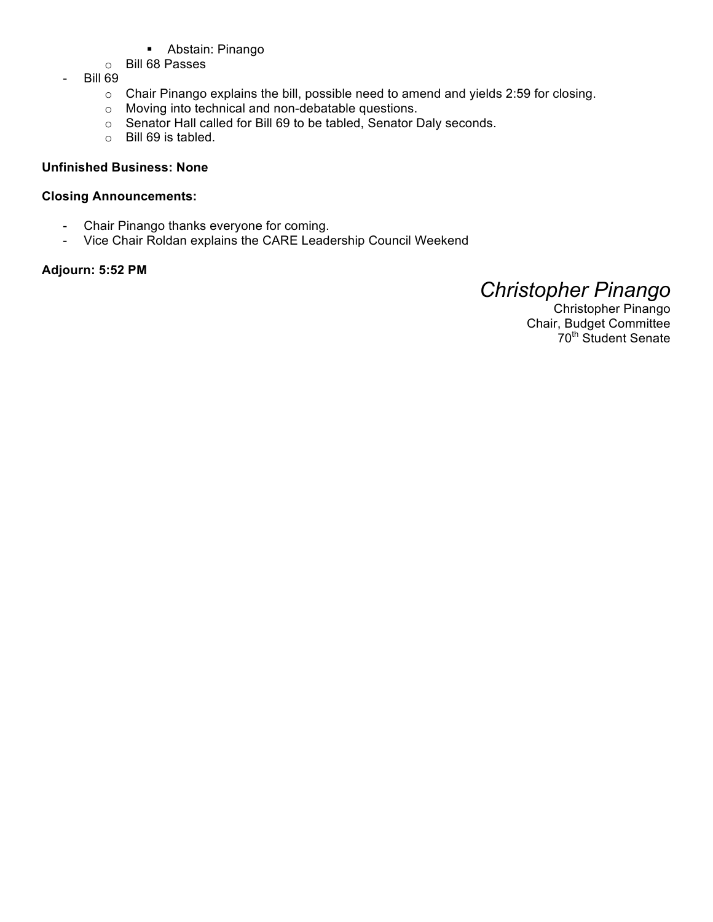- Abstain: Pinango
    - Bill 68 Passes
- Bill 69
    - Chair Pinango explains the bill, possible need to amend and yields 2:59 for closing.
    - Moving into technical and non-debatable questions.
    - Senator Hall called for Bill 69 to be tabled, Senator Daly seconds.
    - Bill 69 is tabled.

**Unfinished Business: None**

**Closing Announcements:**

- Chair Pinango thanks everyone for coming.
- Vice Chair Roldan explains the CARE Leadership Council Weekend

**Adjourn: 5:52 PM**

*Christopher Pinango*

Christopher Pinango
Chair, Budget Committee
70th Student Senate